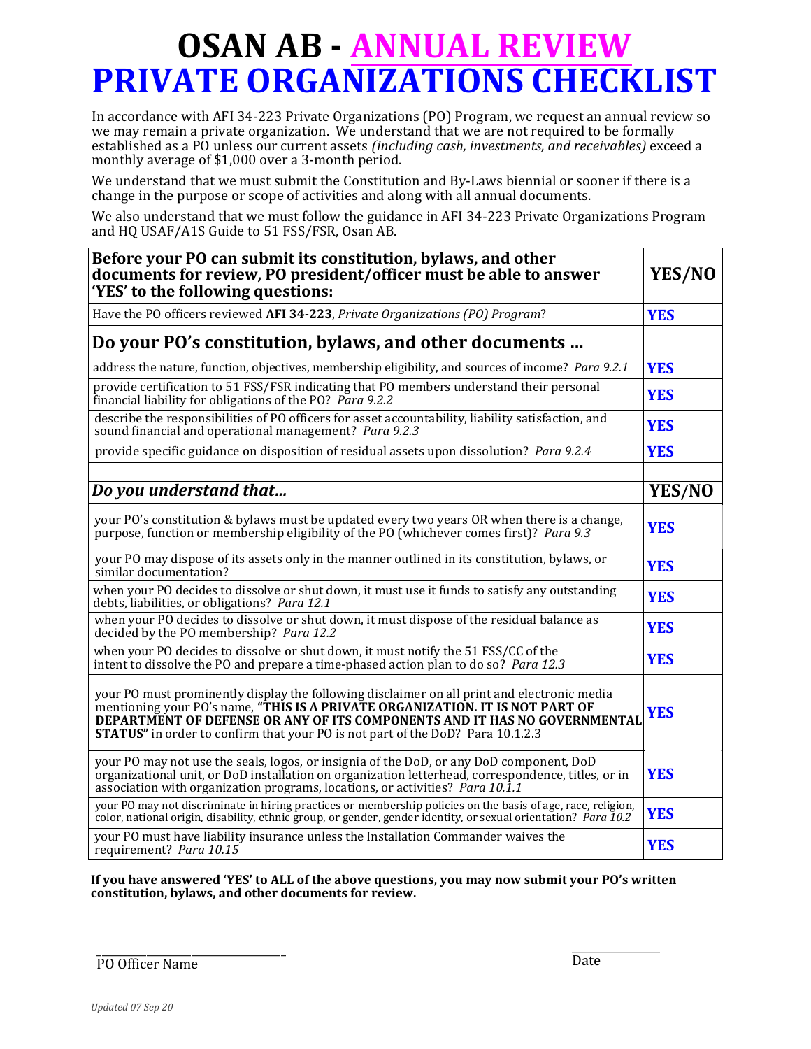# OSAN AB - ANNUAL REVIEW PRIVATE ORGANIZATIONS CHECKLIST

In accordance with AFI 34-223 Private Organizations (PO) Program, we request an annual review so we may remain a private organization. We understand that we are not required to be formally established as a PO unless our current assets *(including cash, investments, and receivables)* exceed a monthly average of $1,000 over a 3-month period.

We understand that we must submit the Constitution and By-Laws biennial or sooner if there is a change in the purpose or scope of activities and along with all annual documents.

We also understand that we must follow the guidance in AFI 34-223 Private Organizations Program and HQ USAF/A1S Guide to 51 FSS/FSR, Osan AB.

| **Before your PO can submit its constitution, bylaws, and other documents for review, PO president/officer must be able to answer 'YES' to the following questions:** | **YES/NO** |
|---|---|
| Have the PO officers reviewed **AFI 34-223**, *Private Organizations (PO) Program*? | **YES** |
| **Do your PO's constitution, bylaws, and other documents ...** | |
| address the nature, function, objectives, membership eligibility, and sources of income? *Para 9.2.1* | **YES** |
| provide certification to 51 FSS/FSR indicating that PO members understand their personal financial liability for obligations of the PO? *Para 9.2.2* | **YES** |
| describe the responsibilities of PO officers for asset accountability, liability satisfaction, and sound financial and operational management? *Para 9.2.3* | **YES** |
| provide specific guidance on disposition of residual assets upon dissolution? *Para 9.2.4* | **YES** |
| | |
| ***Do you understand that...*** | **YES/NO** |
| your PO's constitution & bylaws must be updated every two years OR when there is a change, purpose, function or membership eligibility of the PO (whichever comes first)? *Para 9.3* | **YES** |
| your PO may dispose of its assets only in the manner outlined in its constitution, bylaws, or similar documentation? | **YES** |
| when your PO decides to dissolve or shut down, it must use it funds to satisfy any outstanding debts, liabilities, or obligations? *Para 12.1* | **YES** |
| when your PO decides to dissolve or shut down, it must dispose of the residual balance as decided by the PO membership? *Para 12.2* | **YES** |
| when your PO decides to dissolve or shut down, it must notify the 51 FSS/CC of the intent to dissolve the PO and prepare a time-phased action plan to do so? *Para 12.3* | **YES** |
| your PO must prominently display the following disclaimer on all print and electronic media mentioning your PO's name, **"THIS IS A PRIVATE ORGANIZATION. IT IS NOT PART OF DEPARTMENT OF DEFENSE OR ANY OF ITS COMPONENTS AND IT HAS NO GOVERNMENTAL STATUS"** in order to confirm that your PO is not part of the DoD? Para 10.1.2.3 | **YES** |
| your PO may not use the seals, logos, or insignia of the DoD, or any DoD component, DoD organizational unit, or DoD installation on organization letterhead, correspondence, titles, or in association with organization programs, locations, or activities? *Para 10.1.1* | **YES** |
| your PO may not discriminate in hiring practices or membership policies on the basis of age, race, religion, color, national origin, disability, ethnic group, or gender, gender identity, or sexual orientation? *Para 10.2* | **YES** |
| your PO must have liability insurance unless the Installation Commander waives the requirement? *Para 10.15* | **YES** |

**If you have answered 'YES' to ALL of the above questions, you may now submit your PO's written constitution, bylaws, and other documents for review.**

\_\_\_\_\_\_\_\_\_\_\_\_\_\_\_\_\_\_\_\_\_\_\_\_\_\_\_\_\_\_ 
PO Officer Name

\_\_\_\_\_\_\_\_\_\_\_\_ 
Date

*Updated 07 Sep 20*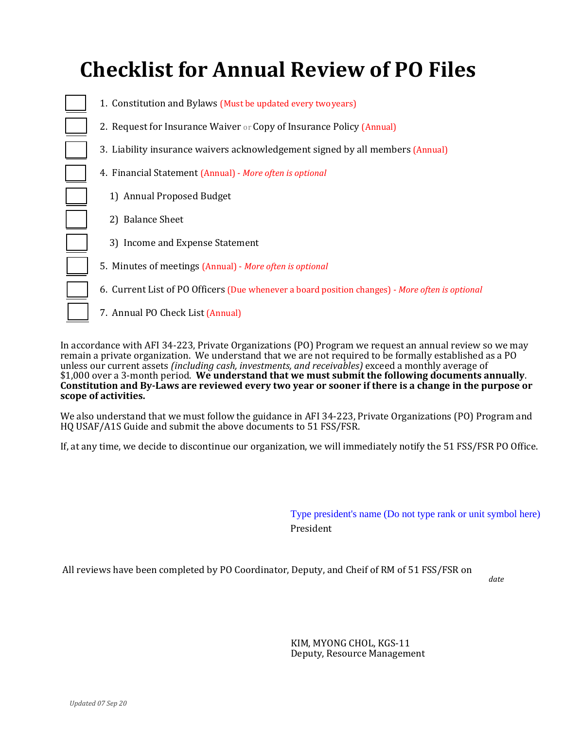# Checklist for Annual Review of PO Files

- [ ] 1. Constitution and Bylaws (Must be updated every two years)
- [ ] 2. Request for Insurance Waiver or Copy of Insurance Policy (Annual)
- [ ] 3. Liability insurance waivers acknowledgement signed by all members (Annual)
- [ ] 4. Financial Statement (Annual) - *More often is optional*
  - [ ] 1) Annual Proposed Budget
  - [ ] 2) Balance Sheet
  - [ ] 3) Income and Expense Statement
- [ ] 5. Minutes of meetings (Annual) - *More often is optional*
- [ ] 6. Current List of PO Officers (Due whenever a board position changes) - *More often is optional*
- [ ] 7. Annual PO Check List (Annual)

In accordance with AFI 34-223, Private Organizations (PO) Program we request an annual review so we may remain a private organization. We understand that we are not required to be formally established as a PO unless our current assets *(including cash, investments, and receivables)* exceed a monthly average of $1,000 over a 3-month period. **We understand that we must submit the following documents annually**. **Constitution and By-Laws are reviewed every two year or sooner if there is a change in the purpose or scope of activities.**

We also understand that we must follow the guidance in AFI 34-223, Private Organizations (PO) Program and HQ USAF/A1S Guide and submit the above documents to 51 FSS/FSR.

If, at any time, we decide to discontinue our organization, we will immediately notify the 51 FSS/FSR PO Office.

Type president's name (Do not type rank or unit symbol here)
President

All reviews have been completed by PO Coordinator, Deputy, and Cheif of RM of 51 FSS/FSR on *date*

KIM, MYONG CHOL, KGS-11
Deputy, Resource Management

*Updated 07 Sep 20*